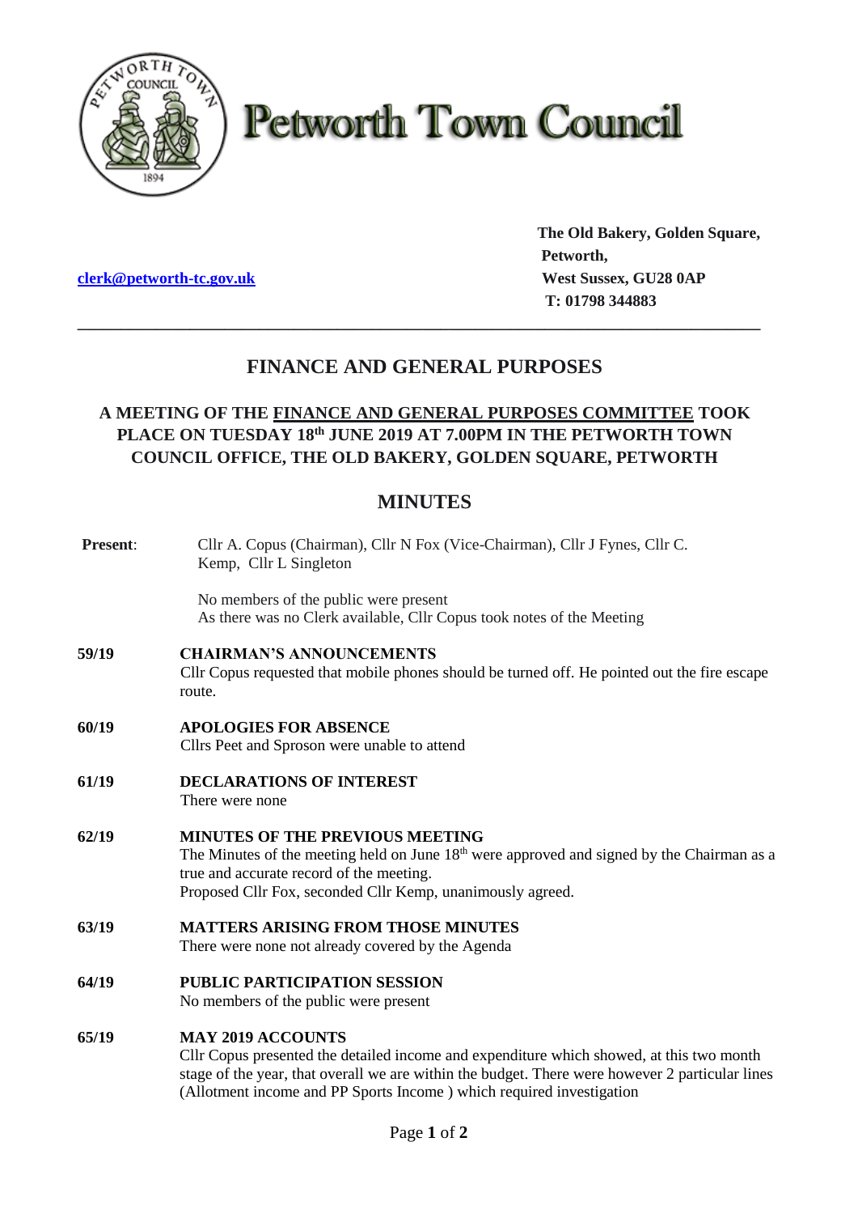# Petworth Town Council

**The Old Bakery, Golden Square,**
**Petworth,**
**West Sussex, GU28 0AP**
**T: 01798 344883**

clerk@petworth-tc.gov.uk

---

## FINANCE AND GENERAL PURPOSES

### A MEETING OF THE FINANCE AND GENERAL PURPOSES COMMITTEE TOOK PLACE ON TUESDAY 18th JUNE 2019 AT 7.00PM IN THE PETWORTH TOWN COUNCIL OFFICE, THE OLD BAKERY, GOLDEN SQUARE, PETWORTH

## MINUTES

**Present**: Cllr A. Copus (Chairman), Cllr N Fox (Vice-Chairman), Cllr J Fynes, Cllr C. Kemp, Cllr L Singleton

No members of the public were present
As there was no Clerk available, Cllr Copus took notes of the Meeting

**59/19 CHAIRMAN'S ANNOUNCEMENTS**
Cllr Copus requested that mobile phones should be turned off. He pointed out the fire escape route.

**60/19 APOLOGIES FOR ABSENCE**
Cllrs Peet and Sproson were unable to attend

**61/19 DECLARATIONS OF INTEREST**
There were none

**62/19 MINUTES OF THE PREVIOUS MEETING**
The Minutes of the meeting held on June 18th were approved and signed by the Chairman as a true and accurate record of the meeting.
Proposed Cllr Fox, seconded Cllr Kemp, unanimously agreed.

**63/19 MATTERS ARISING FROM THOSE MINUTES**
There were none not already covered by the Agenda

**64/19 PUBLIC PARTICIPATION SESSION**
No members of the public were present

**65/19 MAY 2019 ACCOUNTS**
Cllr Copus presented the detailed income and expenditure which showed, at this two month stage of the year, that overall we are within the budget. There were however 2 particular lines (Allotment income and PP Sports Income ) which required investigation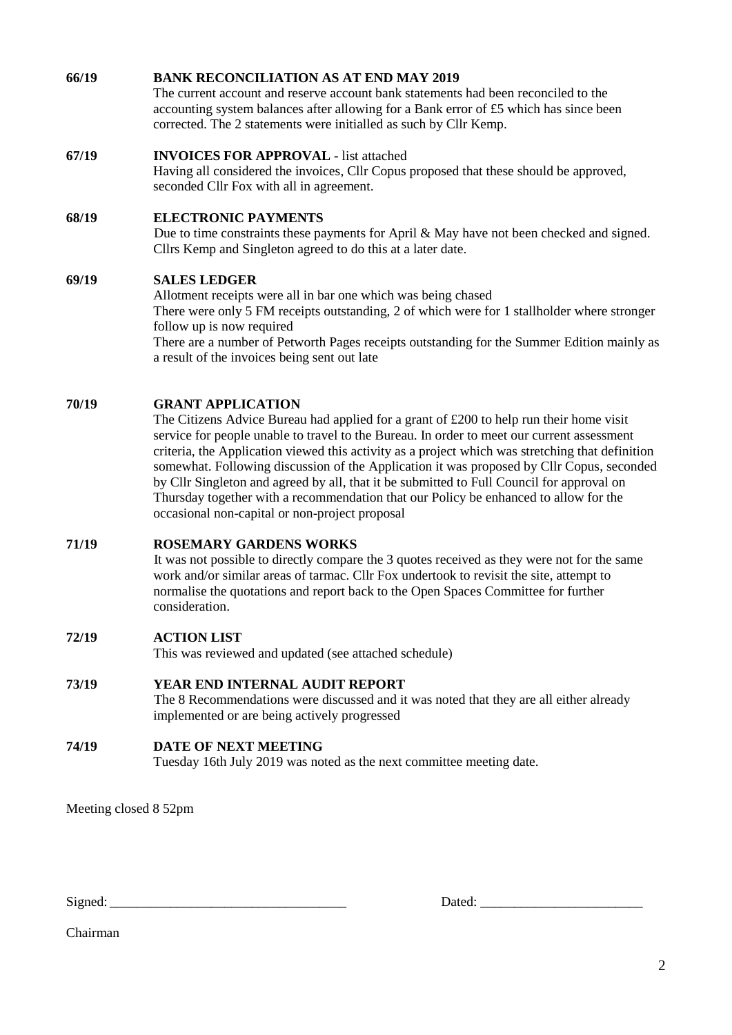**66/19 BANK RECONCILIATION AS AT END MAY 2019**

The current account and reserve account bank statements had been reconciled to the accounting system balances after allowing for a Bank error of £5 which has since been corrected. The 2 statements were initialled as such by Cllr Kemp.

**67/19 INVOICES FOR APPROVAL -** list attached

Having all considered the invoices, Cllr Copus proposed that these should be approved, seconded Cllr Fox with all in agreement.

**68/19 ELECTRONIC PAYMENTS**

Due to time constraints these payments for April & May have not been checked and signed. Cllrs Kemp and Singleton agreed to do this at a later date.

**69/19 SALES LEDGER**

Allotment receipts were all in bar one which was being chased

There were only 5 FM receipts outstanding, 2 of which were for 1 stallholder where stronger follow up is now required

There are a number of Petworth Pages receipts outstanding for the Summer Edition mainly as a result of the invoices being sent out late

**70/19 GRANT APPLICATION**

The Citizens Advice Bureau had applied for a grant of £200 to help run their home visit service for people unable to travel to the Bureau. In order to meet our current assessment criteria, the Application viewed this activity as a project which was stretching that definition somewhat. Following discussion of the Application it was proposed by Cllr Copus, seconded by Cllr Singleton and agreed by all, that it be submitted to Full Council for approval on Thursday together with a recommendation that our Policy be enhanced to allow for the occasional non-capital or non-project proposal

**71/19 ROSEMARY GARDENS WORKS**

It was not possible to directly compare the 3 quotes received as they were not for the same work and/or similar areas of tarmac. Cllr Fox undertook to revisit the site, attempt to normalise the quotations and report back to the Open Spaces Committee for further consideration.

**72/19 ACTION LIST**

This was reviewed and updated (see attached schedule)

**73/19 YEAR END INTERNAL AUDIT REPORT**

The 8 Recommendations were discussed and it was noted that they are all either already implemented or are being actively progressed

**74/19 DATE OF NEXT MEETING**

Tuesday 16th July 2019 was noted as the next committee meeting date.

Meeting closed 8 52pm

Signed: ___________________________________ Dated: ________________________

Chairman